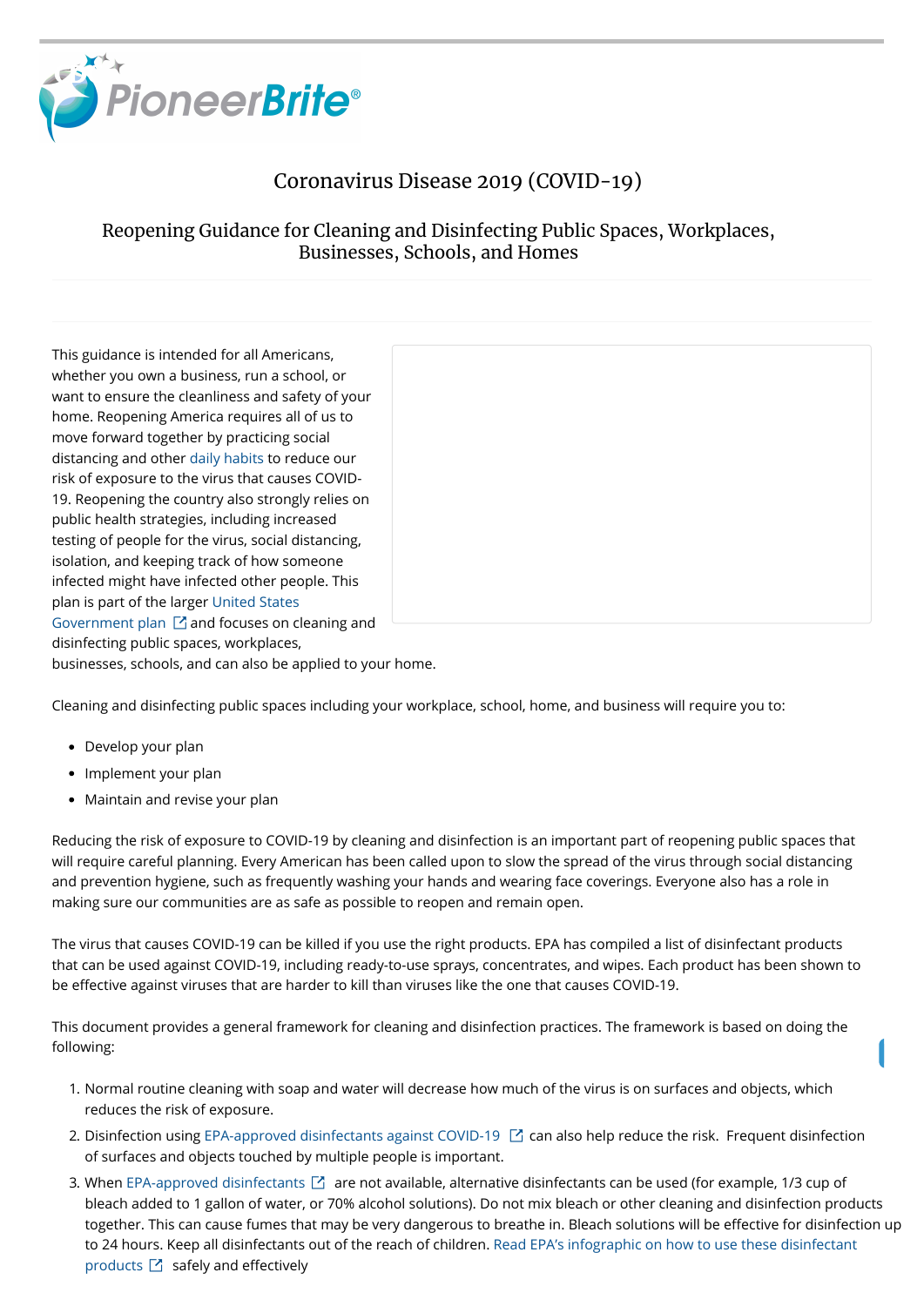# Coronavirus Disease 2019 (COVID-19)

## Reopening Guidance for Cleaning and Disinfecting Public Spaces, Workplaces, Businesses, Schools, and Homes

This guidance is intended for all Americans, whether you own a business, run a school, or want to ensure the cleanliness and safety of your home. Reopening America requires all of us to move forward together by practicing social distancing and other daily habits to reduce our risk of exposure to the virus that causes COVID-19. Reopening the country also strongly relies on public health strategies, including increased testing of people for the virus, social distancing, isolation, and keeping track of how someone infected might have infected other people. This plan is part of the larger United States Government plan and focuses on cleaning and disinfecting public spaces, workplaces, businesses, schools, and can also be applied to your home.

Cleaning and disinfecting public spaces including your workplace, school, home, and business will require you to:

- Develop your plan
- Implement your plan
- Maintain and revise your plan

Reducing the risk of exposure to COVID-19 by cleaning and disinfection is an important part of reopening public spaces that will require careful planning. Every American has been called upon to slow the spread of the virus through social distancing and prevention hygiene, such as frequently washing your hands and wearing face coverings. Everyone also has a role in making sure our communities are as safe as possible to reopen and remain open.

The virus that causes COVID-19 can be killed if you use the right products. EPA has compiled a list of disinfectant products that can be used against COVID-19, including ready-to-use sprays, concentrates, and wipes. Each product has been shown to be effective against viruses that are harder to kill than viruses like the one that causes COVID-19.

This document provides a general framework for cleaning and disinfection practices. The framework is based on doing the following:

1. Normal routine cleaning with soap and water will decrease how much of the virus is on surfaces and objects, which reduces the risk of exposure.
2. Disinfection using EPA-approved disinfectants against COVID-19 can also help reduce the risk. Frequent disinfection of surfaces and objects touched by multiple people is important.
3. When EPA-approved disinfectants are not available, alternative disinfectants can be used (for example, 1/3 cup of bleach added to 1 gallon of water, or 70% alcohol solutions). Do not mix bleach or other cleaning and disinfection products together. This can cause fumes that may be very dangerous to breathe in. Bleach solutions will be effective for disinfection up to 24 hours. Keep all disinfectants out of the reach of children. Read EPA's infographic on how to use these disinfectant products safely and effectively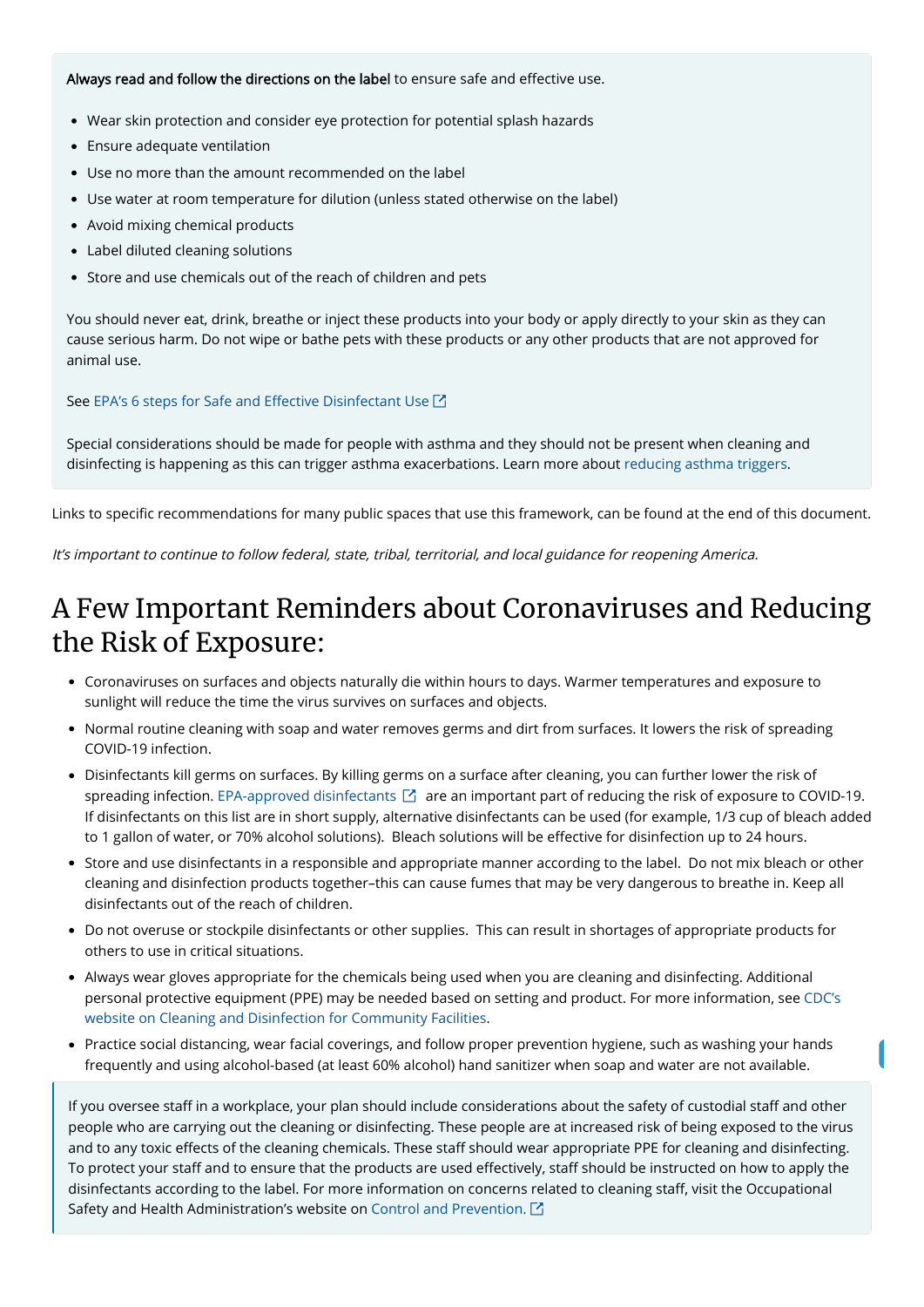**Always read and follow the directions on the label** to ensure safe and effective use.

- Wear skin protection and consider eye protection for potential splash hazards
- Ensure adequate ventilation
- Use no more than the amount recommended on the label
- Use water at room temperature for dilution (unless stated otherwise on the label)
- Avoid mixing chemical products
- Label diluted cleaning solutions
- Store and use chemicals out of the reach of children and pets

You should never eat, drink, breathe or inject these products into your body or apply directly to your skin as they can cause serious harm. Do not wipe or bathe pets with these products or any other products that are not approved for animal use.

See EPA's 6 steps for Safe and Effective Disinfectant Use

Special considerations should be made for people with asthma and they should not be present when cleaning and disinfecting is happening as this can trigger asthma exacerbations. Learn more about reducing asthma triggers.

Links to specific recommendations for many public spaces that use this framework, can be found at the end of this document.

*It's important to continue to follow federal, state, tribal, territorial, and local guidance for reopening America.*

# A Few Important Reminders about Coronaviruses and Reducing the Risk of Exposure:

- Coronaviruses on surfaces and objects naturally die within hours to days. Warmer temperatures and exposure to sunlight will reduce the time the virus survives on surfaces and objects.
- Normal routine cleaning with soap and water removes germs and dirt from surfaces. It lowers the risk of spreading COVID-19 infection.
- Disinfectants kill germs on surfaces. By killing germs on a surface after cleaning, you can further lower the risk of spreading infection. EPA-approved disinfectants are an important part of reducing the risk of exposure to COVID-19. If disinfectants on this list are in short supply, alternative disinfectants can be used (for example, 1/3 cup of bleach added to 1 gallon of water, or 70% alcohol solutions). Bleach solutions will be effective for disinfection up to 24 hours.
- Store and use disinfectants in a responsible and appropriate manner according to the label. Do not mix bleach or other cleaning and disinfection products together–this can cause fumes that may be very dangerous to breathe in. Keep all disinfectants out of the reach of children.
- Do not overuse or stockpile disinfectants or other supplies. This can result in shortages of appropriate products for others to use in critical situations.
- Always wear gloves appropriate for the chemicals being used when you are cleaning and disinfecting. Additional personal protective equipment (PPE) may be needed based on setting and product. For more information, see CDC's website on Cleaning and Disinfection for Community Facilities.
- Practice social distancing, wear facial coverings, and follow proper prevention hygiene, such as washing your hands frequently and using alcohol-based (at least 60% alcohol) hand sanitizer when soap and water are not available.

If you oversee staff in a workplace, your plan should include considerations about the safety of custodial staff and other people who are carrying out the cleaning or disinfecting. These people are at increased risk of being exposed to the virus and to any toxic effects of the cleaning chemicals. These staff should wear appropriate PPE for cleaning and disinfecting. To protect your staff and to ensure that the products are used effectively, staff should be instructed on how to apply the disinfectants according to the label. For more information on concerns related to cleaning staff, visit the Occupational Safety and Health Administration's website on Control and Prevention.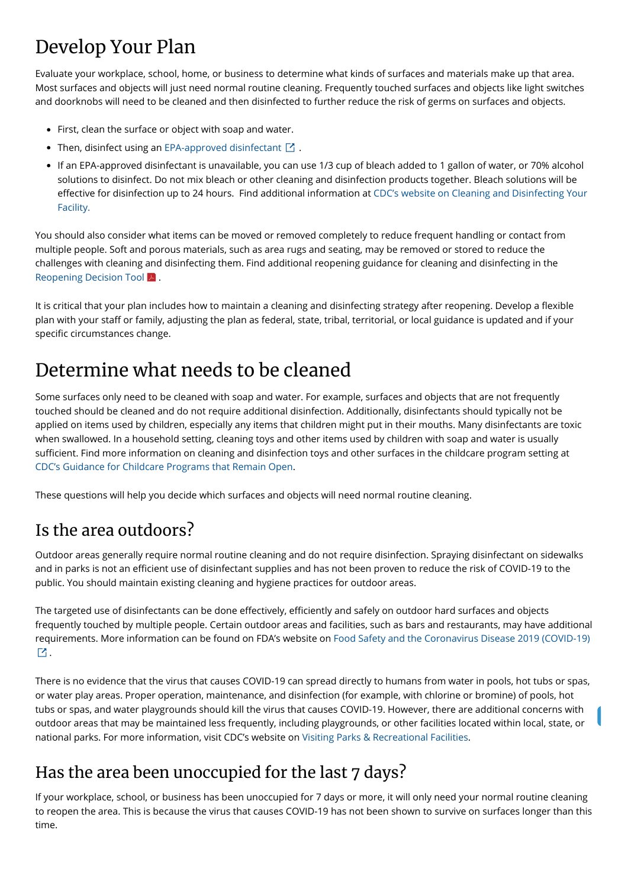# Develop Your Plan

Evaluate your workplace, school, home, or business to determine what kinds of surfaces and materials make up that area. Most surfaces and objects will just need normal routine cleaning. Frequently touched surfaces and objects like light switches and doorknobs will need to be cleaned and then disinfected to further reduce the risk of germs on surfaces and objects.

- First, clean the surface or object with soap and water.
- Then, disinfect using an EPA-approved disinfectant.
- If an EPA-approved disinfectant is unavailable, you can use 1/3 cup of bleach added to 1 gallon of water, or 70% alcohol solutions to disinfect. Do not mix bleach or other cleaning and disinfection products together. Bleach solutions will be effective for disinfection up to 24 hours. Find additional information at CDC's website on Cleaning and Disinfecting Your Facility.

You should also consider what items can be moved or removed completely to reduce frequent handling or contact from multiple people. Soft and porous materials, such as area rugs and seating, may be removed or stored to reduce the challenges with cleaning and disinfecting them. Find additional reopening guidance for cleaning and disinfecting in the Reopening Decision Tool.

It is critical that your plan includes how to maintain a cleaning and disinfecting strategy after reopening. Develop a flexible plan with your staff or family, adjusting the plan as federal, state, tribal, territorial, or local guidance is updated and if your specific circumstances change.

# Determine what needs to be cleaned

Some surfaces only need to be cleaned with soap and water. For example, surfaces and objects that are not frequently touched should be cleaned and do not require additional disinfection. Additionally, disinfectants should typically not be applied on items used by children, especially any items that children might put in their mouths. Many disinfectants are toxic when swallowed. In a household setting, cleaning toys and other items used by children with soap and water is usually sufficient. Find more information on cleaning and disinfection toys and other surfaces in the childcare program setting at CDC's Guidance for Childcare Programs that Remain Open.

These questions will help you decide which surfaces and objects will need normal routine cleaning.

## Is the area outdoors?

Outdoor areas generally require normal routine cleaning and do not require disinfection. Spraying disinfectant on sidewalks and in parks is not an efficient use of disinfectant supplies and has not been proven to reduce the risk of COVID-19 to the public. You should maintain existing cleaning and hygiene practices for outdoor areas.

The targeted use of disinfectants can be done effectively, efficiently and safely on outdoor hard surfaces and objects frequently touched by multiple people. Certain outdoor areas and facilities, such as bars and restaurants, may have additional requirements. More information can be found on FDA's website on Food Safety and the Coronavirus Disease 2019 (COVID-19).

There is no evidence that the virus that causes COVID-19 can spread directly to humans from water in pools, hot tubs or spas, or water play areas. Proper operation, maintenance, and disinfection (for example, with chlorine or bromine) of pools, hot tubs or spas, and water playgrounds should kill the virus that causes COVID-19. However, there are additional concerns with outdoor areas that may be maintained less frequently, including playgrounds, or other facilities located within local, state, or national parks. For more information, visit CDC's website on Visiting Parks & Recreational Facilities.

## Has the area been unoccupied for the last 7 days?

If your workplace, school, or business has been unoccupied for 7 days or more, it will only need your normal routine cleaning to reopen the area. This is because the virus that causes COVID-19 has not been shown to survive on surfaces longer than this time.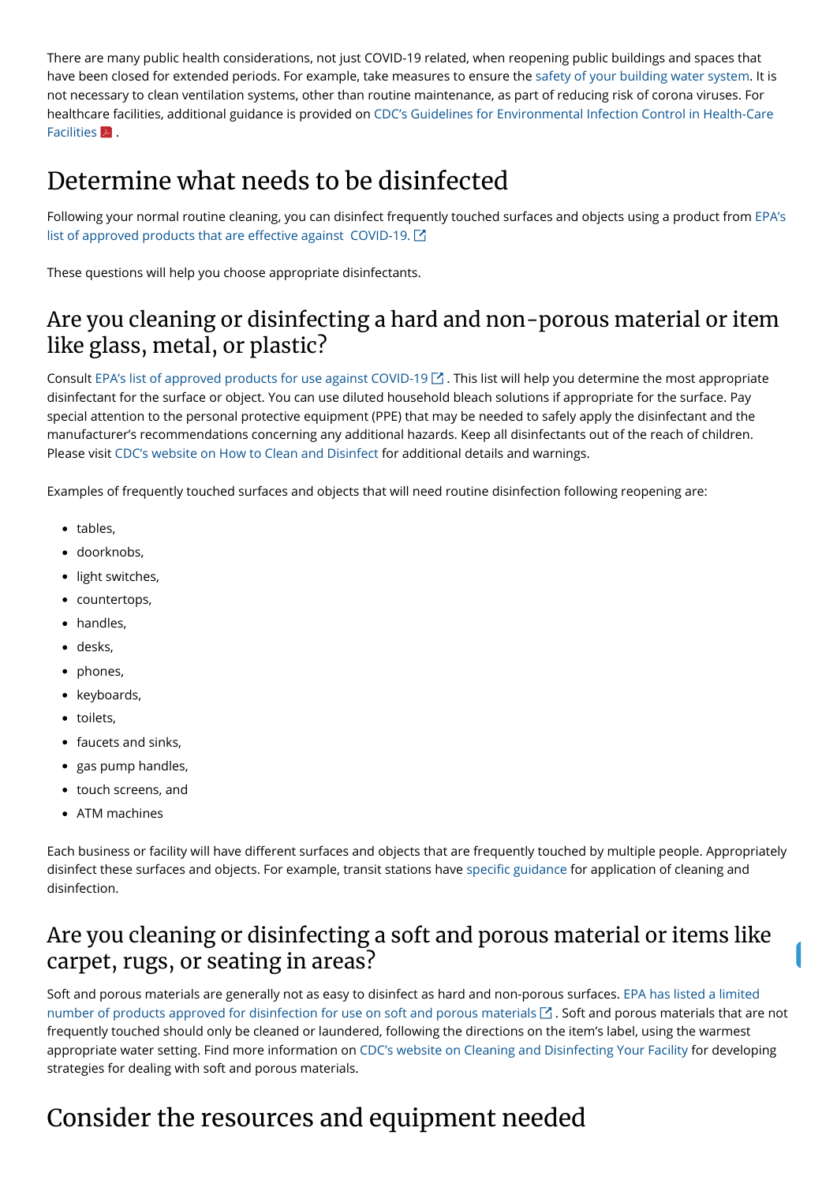There are many public health considerations, not just COVID-19 related, when reopening public buildings and spaces that have been closed for extended periods. For example, take measures to ensure the safety of your building water system. It is not necessary to clean ventilation systems, other than routine maintenance, as part of reducing risk of corona viruses. For healthcare facilities, additional guidance is provided on CDC's Guidelines for Environmental Infection Control in Health-Care Facilities.

# Determine what needs to be disinfected

Following your normal routine cleaning, you can disinfect frequently touched surfaces and objects using a product from EPA's list of approved products that are effective against COVID-19.

These questions will help you choose appropriate disinfectants.

## Are you cleaning or disinfecting a hard and non-porous material or item like glass, metal, or plastic?

Consult EPA's list of approved products for use against COVID-19. This list will help you determine the most appropriate disinfectant for the surface or object. You can use diluted household bleach solutions if appropriate for the surface. Pay special attention to the personal protective equipment (PPE) that may be needed to safely apply the disinfectant and the manufacturer's recommendations concerning any additional hazards. Keep all disinfectants out of the reach of children. Please visit CDC's website on How to Clean and Disinfect for additional details and warnings.

Examples of frequently touched surfaces and objects that will need routine disinfection following reopening are:

- tables,
- doorknobs,
- light switches,
- countertops,
- handles,
- desks,
- phones,
- keyboards,
- toilets,
- faucets and sinks,
- gas pump handles,
- touch screens, and
- ATM machines

Each business or facility will have different surfaces and objects that are frequently touched by multiple people. Appropriately disinfect these surfaces and objects. For example, transit stations have specific guidance for application of cleaning and disinfection.

## Are you cleaning or disinfecting a soft and porous material or items like carpet, rugs, or seating in areas?

Soft and porous materials are generally not as easy to disinfect as hard and non-porous surfaces. EPA has listed a limited number of products approved for disinfection for use on soft and porous materials. Soft and porous materials that are not frequently touched should only be cleaned or laundered, following the directions on the item's label, using the warmest appropriate water setting. Find more information on CDC's website on Cleaning and Disinfecting Your Facility for developing strategies for dealing with soft and porous materials.

# Consider the resources and equipment needed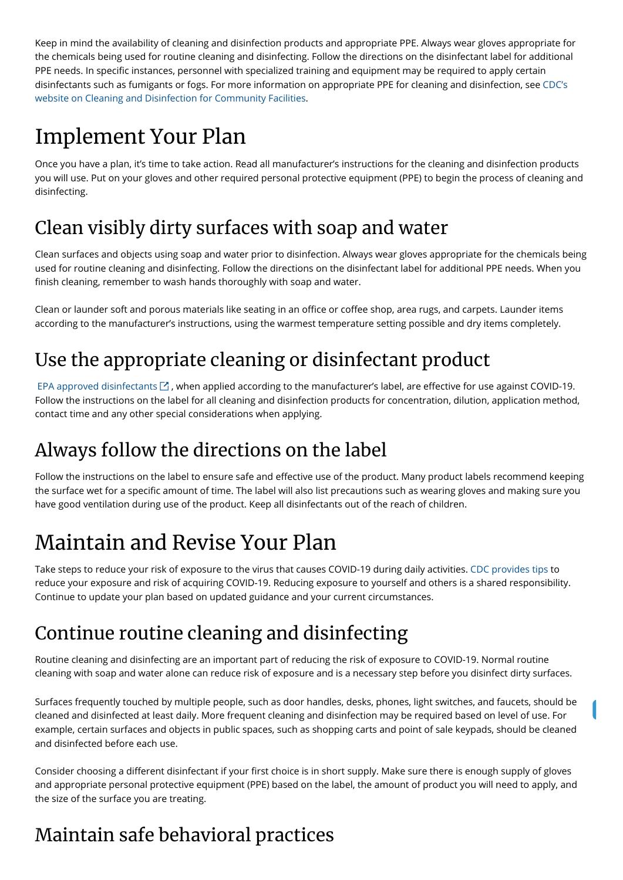Keep in mind the availability of cleaning and disinfection products and appropriate PPE. Always wear gloves appropriate for the chemicals being used for routine cleaning and disinfecting. Follow the directions on the disinfectant label for additional PPE needs. In specific instances, personnel with specialized training and equipment may be required to apply certain disinfectants such as fumigants or fogs. For more information on appropriate PPE for cleaning and disinfection, see CDC's website on Cleaning and Disinfection for Community Facilities.

# Implement Your Plan

Once you have a plan, it's time to take action. Read all manufacturer's instructions for the cleaning and disinfection products you will use. Put on your gloves and other required personal protective equipment (PPE) to begin the process of cleaning and disinfecting.

## Clean visibly dirty surfaces with soap and water

Clean surfaces and objects using soap and water prior to disinfection. Always wear gloves appropriate for the chemicals being used for routine cleaning and disinfecting. Follow the directions on the disinfectant label for additional PPE needs. When you finish cleaning, remember to wash hands thoroughly with soap and water.

Clean or launder soft and porous materials like seating in an office or coffee shop, area rugs, and carpets. Launder items according to the manufacturer's instructions, using the warmest temperature setting possible and dry items completely.

## Use the appropriate cleaning or disinfectant product

EPA approved disinfectants, when applied according to the manufacturer's label, are effective for use against COVID-19. Follow the instructions on the label for all cleaning and disinfection products for concentration, dilution, application method, contact time and any other special considerations when applying.

## Always follow the directions on the label

Follow the instructions on the label to ensure safe and effective use of the product. Many product labels recommend keeping the surface wet for a specific amount of time. The label will also list precautions such as wearing gloves and making sure you have good ventilation during use of the product. Keep all disinfectants out of the reach of children.

# Maintain and Revise Your Plan

Take steps to reduce your risk of exposure to the virus that causes COVID-19 during daily activities. CDC provides tips to reduce your exposure and risk of acquiring COVID-19. Reducing exposure to yourself and others is a shared responsibility. Continue to update your plan based on updated guidance and your current circumstances.

## Continue routine cleaning and disinfecting

Routine cleaning and disinfecting are an important part of reducing the risk of exposure to COVID-19. Normal routine cleaning with soap and water alone can reduce risk of exposure and is a necessary step before you disinfect dirty surfaces.

Surfaces frequently touched by multiple people, such as door handles, desks, phones, light switches, and faucets, should be cleaned and disinfected at least daily. More frequent cleaning and disinfection may be required based on level of use. For example, certain surfaces and objects in public spaces, such as shopping carts and point of sale keypads, should be cleaned and disinfected before each use.

Consider choosing a different disinfectant if your first choice is in short supply. Make sure there is enough supply of gloves and appropriate personal protective equipment (PPE) based on the label, the amount of product you will need to apply, and the size of the surface you are treating.

## Maintain safe behavioral practices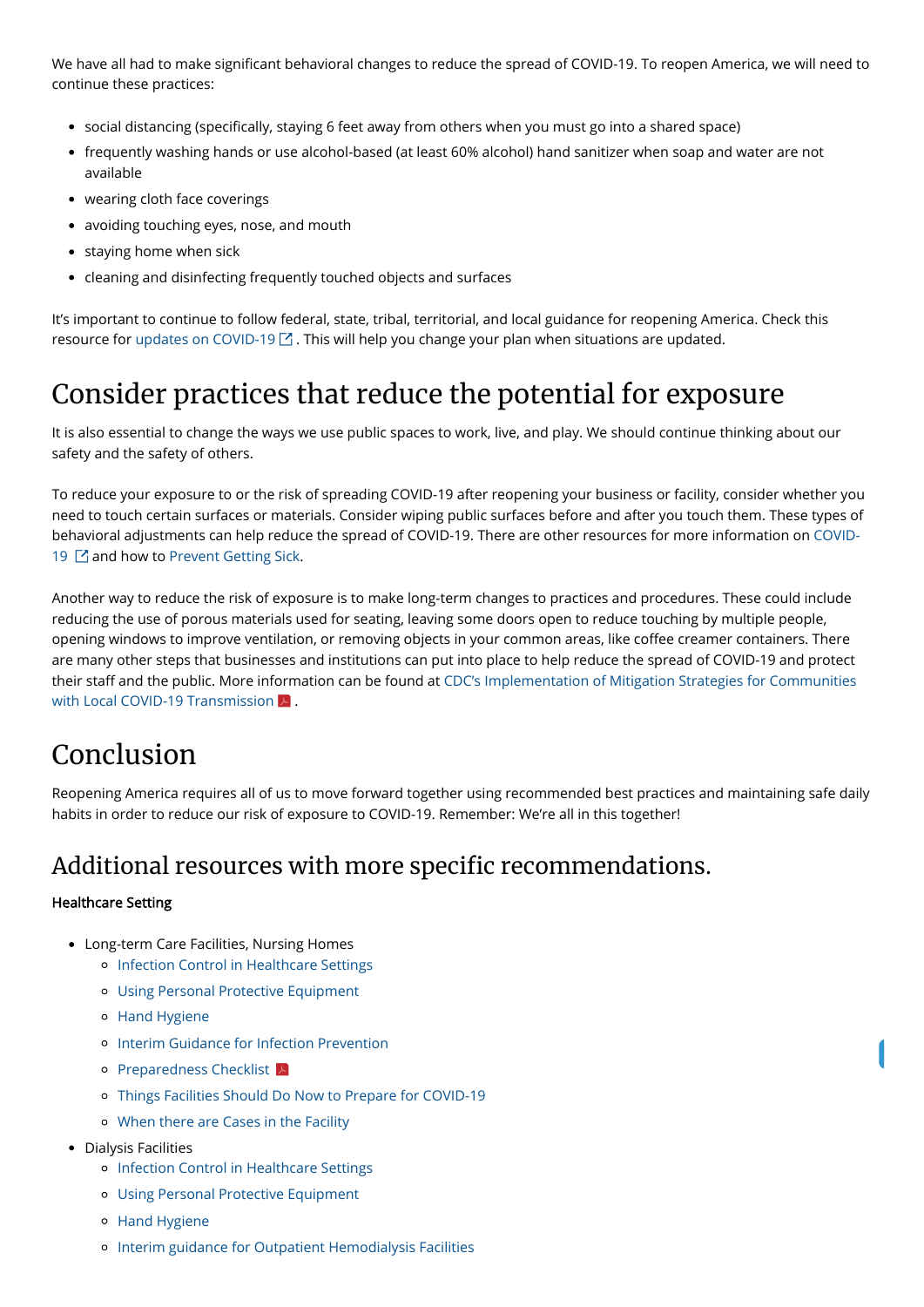We have all had to make significant behavioral changes to reduce the spread of COVID-19. To reopen America, we will need to continue these practices:

- social distancing (specifically, staying 6 feet away from others when you must go into a shared space)
- frequently washing hands or use alcohol-based (at least 60% alcohol) hand sanitizer when soap and water are not available
- wearing cloth face coverings
- avoiding touching eyes, nose, and mouth
- staying home when sick
- cleaning and disinfecting frequently touched objects and surfaces

It's important to continue to follow federal, state, tribal, territorial, and local guidance for reopening America. Check this resource for updates on COVID-19. This will help you change your plan when situations are updated.

# Consider practices that reduce the potential for exposure

It is also essential to change the ways we use public spaces to work, live, and play. We should continue thinking about our safety and the safety of others.

To reduce your exposure to or the risk of spreading COVID-19 after reopening your business or facility, consider whether you need to touch certain surfaces or materials. Consider wiping public surfaces before and after you touch them. These types of behavioral adjustments can help reduce the spread of COVID-19. There are other resources for more information on COVID-19 and how to Prevent Getting Sick.

Another way to reduce the risk of exposure is to make long-term changes to practices and procedures. These could include reducing the use of porous materials used for seating, leaving some doors open to reduce touching by multiple people, opening windows to improve ventilation, or removing objects in your common areas, like coffee creamer containers. There are many other steps that businesses and institutions can put into place to help reduce the spread of COVID-19 and protect their staff and the public. More information can be found at CDC's Implementation of Mitigation Strategies for Communities with Local COVID-19 Transmission.

# Conclusion

Reopening America requires all of us to move forward together using recommended best practices and maintaining safe daily habits in order to reduce our risk of exposure to COVID-19. Remember: We're all in this together!

## Additional resources with more specific recommendations.

**Healthcare Setting**

- Long-term Care Facilities, Nursing Homes
  - Infection Control in Healthcare Settings
  - Using Personal Protective Equipment
  - Hand Hygiene
  - Interim Guidance for Infection Prevention
  - Preparedness Checklist
  - Things Facilities Should Do Now to Prepare for COVID-19
  - When there are Cases in the Facility
- Dialysis Facilities
  - Infection Control in Healthcare Settings
  - Using Personal Protective Equipment
  - Hand Hygiene
  - Interim guidance for Outpatient Hemodialysis Facilities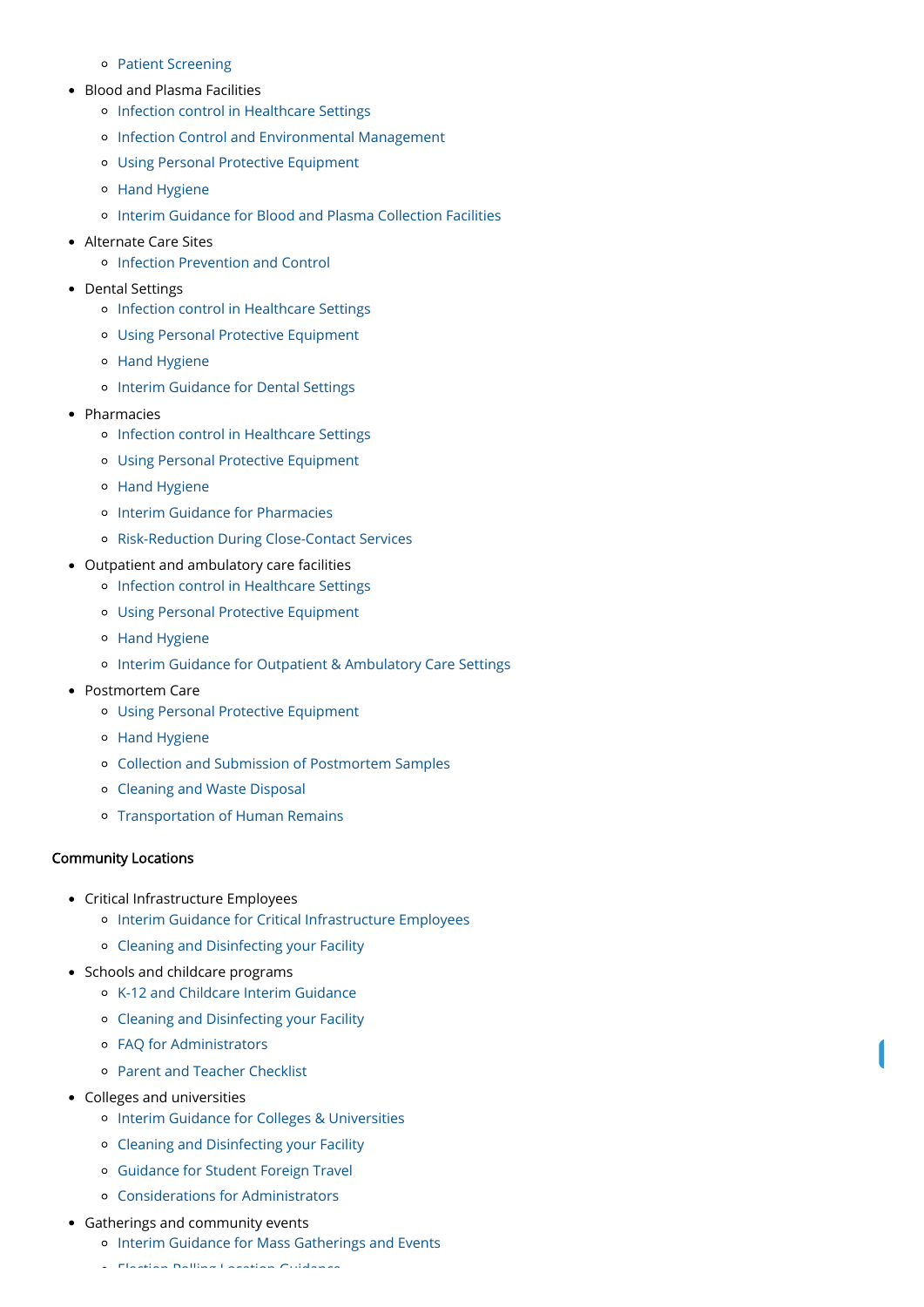- Patient Screening
- Blood and Plasma Facilities
  - Infection control in Healthcare Settings
  - Infection Control and Environmental Management
  - Using Personal Protective Equipment
  - Hand Hygiene
  - Interim Guidance for Blood and Plasma Collection Facilities
- Alternate Care Sites
  - Infection Prevention and Control
- Dental Settings
  - Infection control in Healthcare Settings
  - Using Personal Protective Equipment
  - Hand Hygiene
  - Interim Guidance for Dental Settings
- Pharmacies
  - Infection control in Healthcare Settings
  - Using Personal Protective Equipment
  - Hand Hygiene
  - Interim Guidance for Pharmacies
  - Risk-Reduction During Close-Contact Services
- Outpatient and ambulatory care facilities
  - Infection control in Healthcare Settings
  - Using Personal Protective Equipment
  - Hand Hygiene
  - Interim Guidance for Outpatient & Ambulatory Care Settings
- Postmortem Care
  - Using Personal Protective Equipment
  - Hand Hygiene
  - Collection and Submission of Postmortem Samples
  - Cleaning and Waste Disposal
  - Transportation of Human Remains

**Community Locations**

- Critical Infrastructure Employees
  - Interim Guidance for Critical Infrastructure Employees
  - Cleaning and Disinfecting your Facility
- Schools and childcare programs
  - K-12 and Childcare Interim Guidance
  - Cleaning and Disinfecting your Facility
  - FAQ for Administrators
  - Parent and Teacher Checklist
- Colleges and universities
  - Interim Guidance for Colleges & Universities
  - Cleaning and Disinfecting your Facility
  - Guidance for Student Foreign Travel
  - Considerations for Administrators
- Gatherings and community events
  - Interim Guidance for Mass Gatherings and Events
  - Election Polling Location Guidance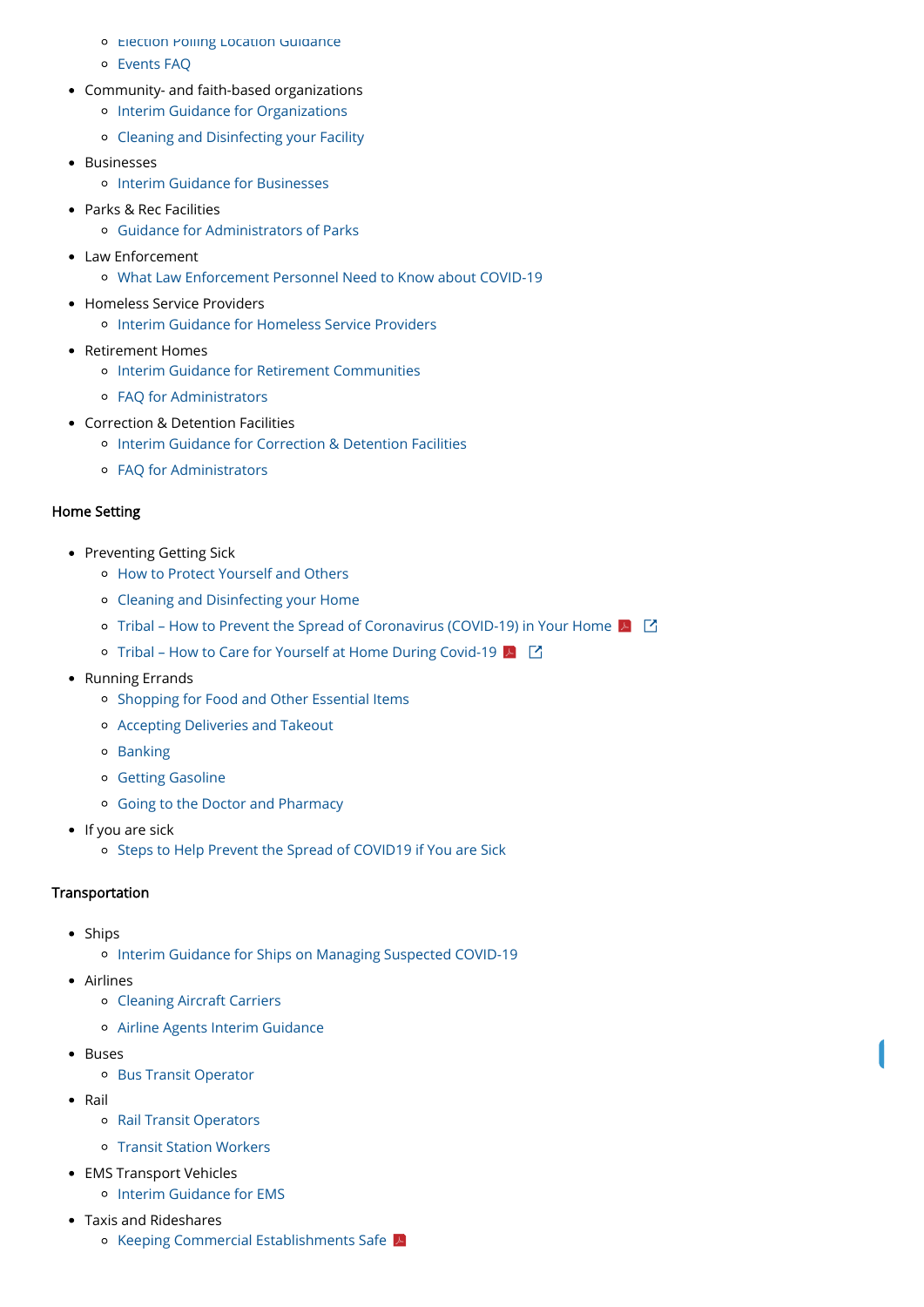- Election Polling Location Guidance
  - Events FAQ
- Community- and faith-based organizations
  - Interim Guidance for Organizations
  - Cleaning and Disinfecting your Facility
- Businesses
  - Interim Guidance for Businesses
- Parks & Rec Facilities
  - Guidance for Administrators of Parks
- Law Enforcement
  - What Law Enforcement Personnel Need to Know about COVID-19
- Homeless Service Providers
  - Interim Guidance for Homeless Service Providers
- Retirement Homes
  - Interim Guidance for Retirement Communities
  - FAQ for Administrators
- Correction & Detention Facilities
  - Interim Guidance for Correction & Detention Facilities
  - FAQ for Administrators

Home Setting

- Preventing Getting Sick
  - How to Protect Yourself and Others
  - Cleaning and Disinfecting your Home
  - Tribal – How to Prevent the Spread of Coronavirus (COVID-19) in Your Home
  - Tribal – How to Care for Yourself at Home During Covid-19
- Running Errands
  - Shopping for Food and Other Essential Items
  - Accepting Deliveries and Takeout
  - Banking
  - Getting Gasoline
  - Going to the Doctor and Pharmacy
- If you are sick
  - Steps to Help Prevent the Spread of COVID19 if You are Sick

Transportation

- Ships
  - Interim Guidance for Ships on Managing Suspected COVID-19
- Airlines
  - Cleaning Aircraft Carriers
  - Airline Agents Interim Guidance
- Buses
  - Bus Transit Operator
- Rail
  - Rail Transit Operators
  - Transit Station Workers
- EMS Transport Vehicles
  - Interim Guidance for EMS
- Taxis and Rideshares
  - Keeping Commercial Establishments Safe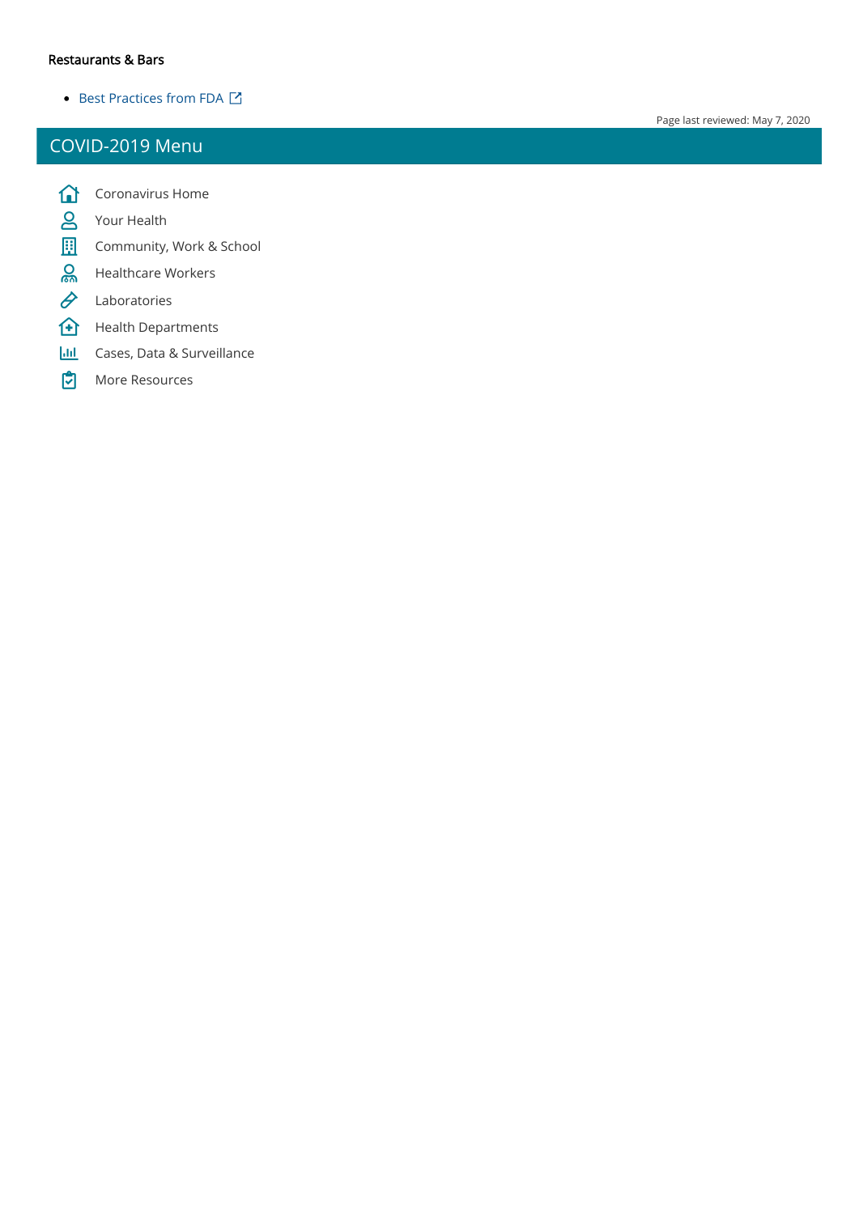**Restaurants & Bars**

- Best Practices from FDA

Page last reviewed: May 7, 2020

## COVID-2019 Menu

- Coronavirus Home
- Your Health
- Community, Work & School
- Healthcare Workers
- Laboratories
- Health Departments
- Cases, Data & Surveillance
- More Resources